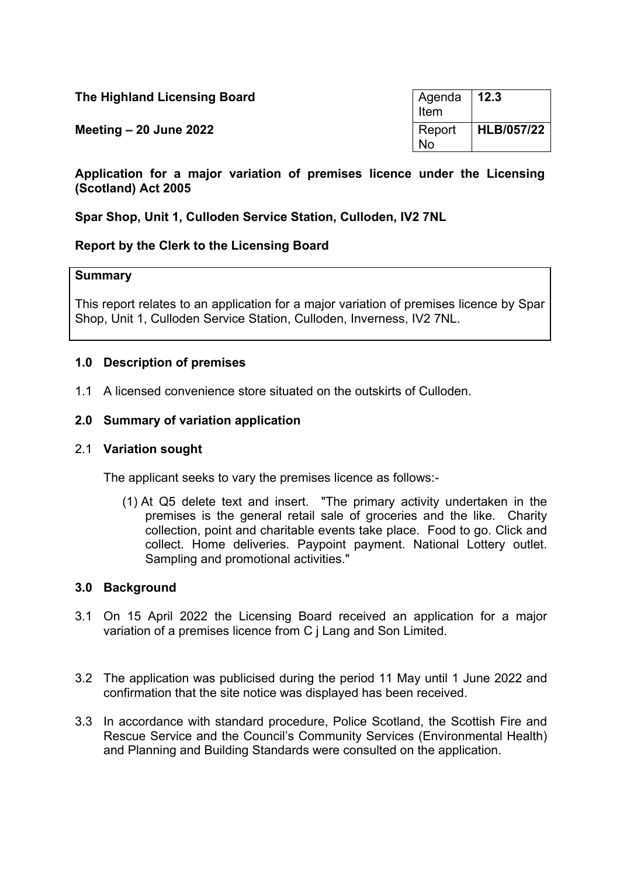**The Highland Licensing Board**

**Meeting – 20 June 2022**

| Agenda Item | **12.3** |
|---|---|
| Report No | **HLB/057/22** |

**Application for a major variation of premises licence under the Licensing (Scotland) Act 2005**

**Spar Shop, Unit 1, Culloden Service Station, Culloden, IV2 7NL**

**Report by the Clerk to the Licensing Board**

> **Summary**
>
> This report relates to an application for a major variation of premises licence by Spar Shop, Unit 1, Culloden Service Station, Culloden, Inverness, IV2 7NL.

## 1.0 Description of premises

1.1 A licensed convenience store situated on the outskirts of Culloden.

## 2.0 Summary of variation application

2.1 **Variation sought**

The applicant seeks to vary the premises licence as follows:-

(1) At Q5 delete text and insert. "The primary activity undertaken in the premises is the general retail sale of groceries and the like. Charity collection, point and charitable events take place. Food to go. Click and collect. Home deliveries. Paypoint payment. National Lottery outlet. Sampling and promotional activities."

## 3.0 Background

3.1 On 15 April 2022 the Licensing Board received an application for a major variation of a premises licence from C j Lang and Son Limited.

3.2 The application was publicised during the period 11 May until 1 June 2022 and confirmation that the site notice was displayed has been received.

3.3 In accordance with standard procedure, Police Scotland, the Scottish Fire and Rescue Service and the Council's Community Services (Environmental Health) and Planning and Building Standards were consulted on the application.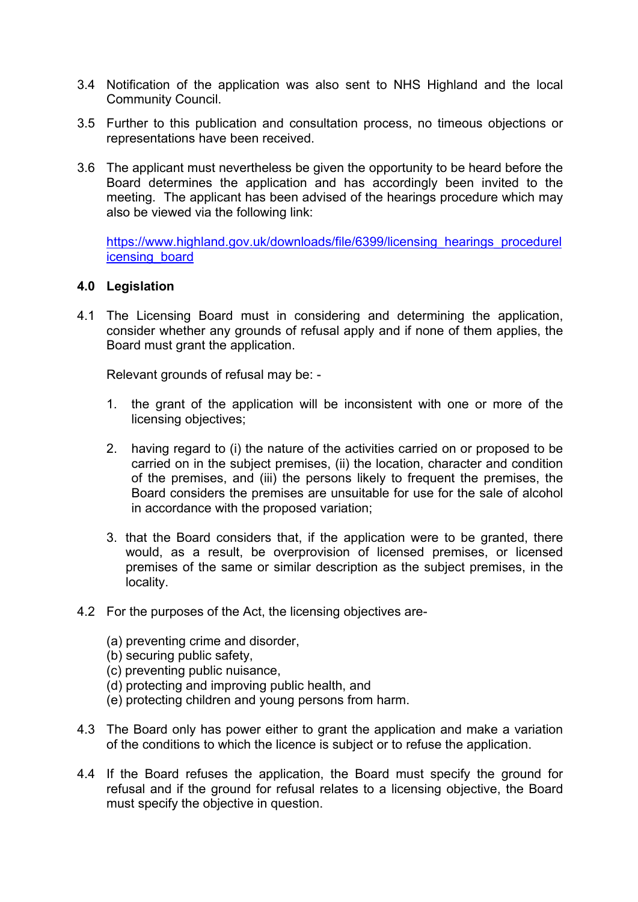3.4 Notification of the application was also sent to NHS Highland and the local Community Council.

3.5 Further to this publication and consultation process, no timeous objections or representations have been received.

3.6 The applicant must nevertheless be given the opportunity to be heard before the Board determines the application and has accordingly been invited to the meeting. The applicant has been advised of the hearings procedure which may also be viewed via the following link:

[https://www.highland.gov.uk/downloads/file/6399/licensing_hearings_procedurelicensing_board](https://www.highland.gov.uk/downloads/file/6399/licensing_hearings_procedurelicensing_board)

## 4.0 Legislation

4.1 The Licensing Board must in considering and determining the application, consider whether any grounds of refusal apply and if none of them applies, the Board must grant the application.

Relevant grounds of refusal may be: -

1. the grant of the application will be inconsistent with one or more of the licensing objectives;

2. having regard to (i) the nature of the activities carried on or proposed to be carried on in the subject premises, (ii) the location, character and condition of the premises, and (iii) the persons likely to frequent the premises, the Board considers the premises are unsuitable for use for the sale of alcohol in accordance with the proposed variation;

3. that the Board considers that, if the application were to be granted, there would, as a result, be overprovision of licensed premises, or licensed premises of the same or similar description as the subject premises, in the locality.

4.2 For the purposes of the Act, the licensing objectives are-

(a) preventing crime and disorder,
(b) securing public safety,
(c) preventing public nuisance,
(d) protecting and improving public health, and
(e) protecting children and young persons from harm.

4.3 The Board only has power either to grant the application and make a variation of the conditions to which the licence is subject or to refuse the application.

4.4 If the Board refuses the application, the Board must specify the ground for refusal and if the ground for refusal relates to a licensing objective, the Board must specify the objective in question.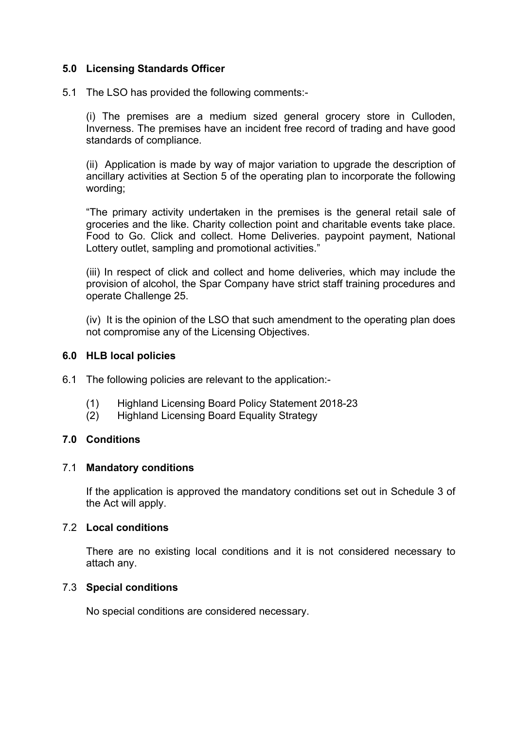## 5.0 Licensing Standards Officer

5.1 The LSO has provided the following comments:-

(i) The premises are a medium sized general grocery store in Culloden, Inverness. The premises have an incident free record of trading and have good standards of compliance.

(ii) Application is made by way of major variation to upgrade the description of ancillary activities at Section 5 of the operating plan to incorporate the following wording;

"The primary activity undertaken in the premises is the general retail sale of groceries and the like. Charity collection point and charitable events take place. Food to Go. Click and collect. Home Deliveries. paypoint payment, National Lottery outlet, sampling and promotional activities."

(iii) In respect of click and collect and home deliveries, which may include the provision of alcohol, the Spar Company have strict staff training procedures and operate Challenge 25.

(iv) It is the opinion of the LSO that such amendment to the operating plan does not compromise any of the Licensing Objectives.

## 6.0 HLB local policies

6.1 The following policies are relevant to the application:-

(1) Highland Licensing Board Policy Statement 2018-23
(2) Highland Licensing Board Equality Strategy

## 7.0 Conditions

### 7.1 Mandatory conditions

If the application is approved the mandatory conditions set out in Schedule 3 of the Act will apply.

### 7.2 Local conditions

There are no existing local conditions and it is not considered necessary to attach any.

### 7.3 Special conditions

No special conditions are considered necessary.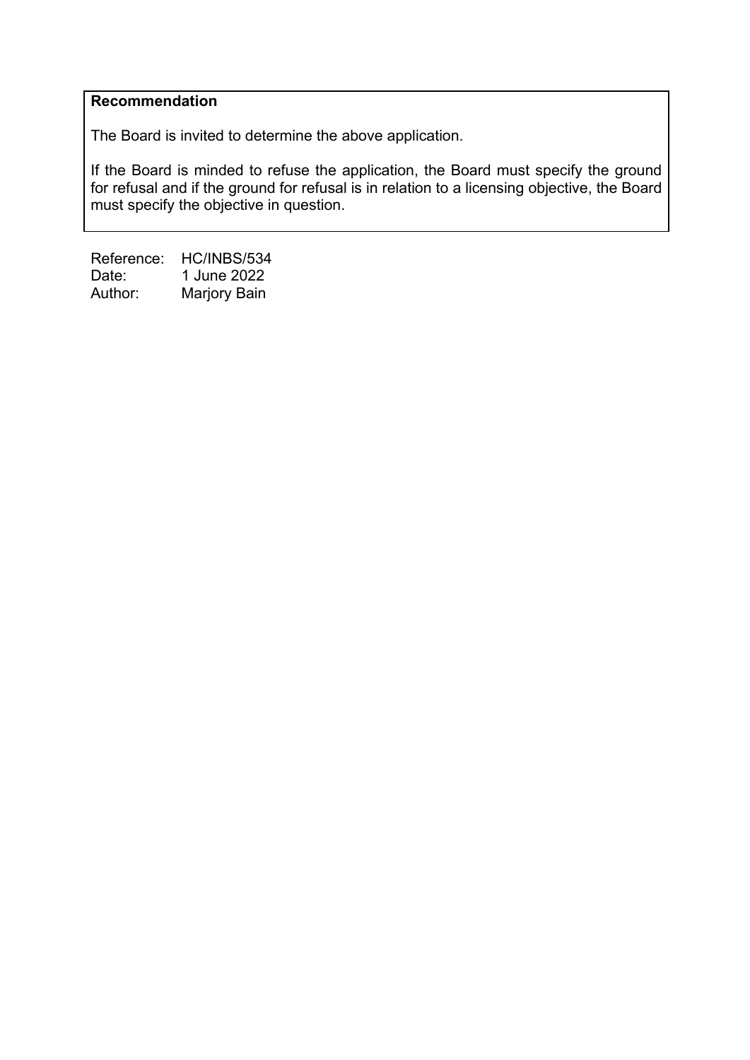**Recommendation**

The Board is invited to determine the above application.

If the Board is minded to refuse the application, the Board must specify the ground for refusal and if the ground for refusal is in relation to a licensing objective, the Board must specify the objective in question.

Reference: HC/INBS/534
Date: 1 June 2022
Author: Marjory Bain